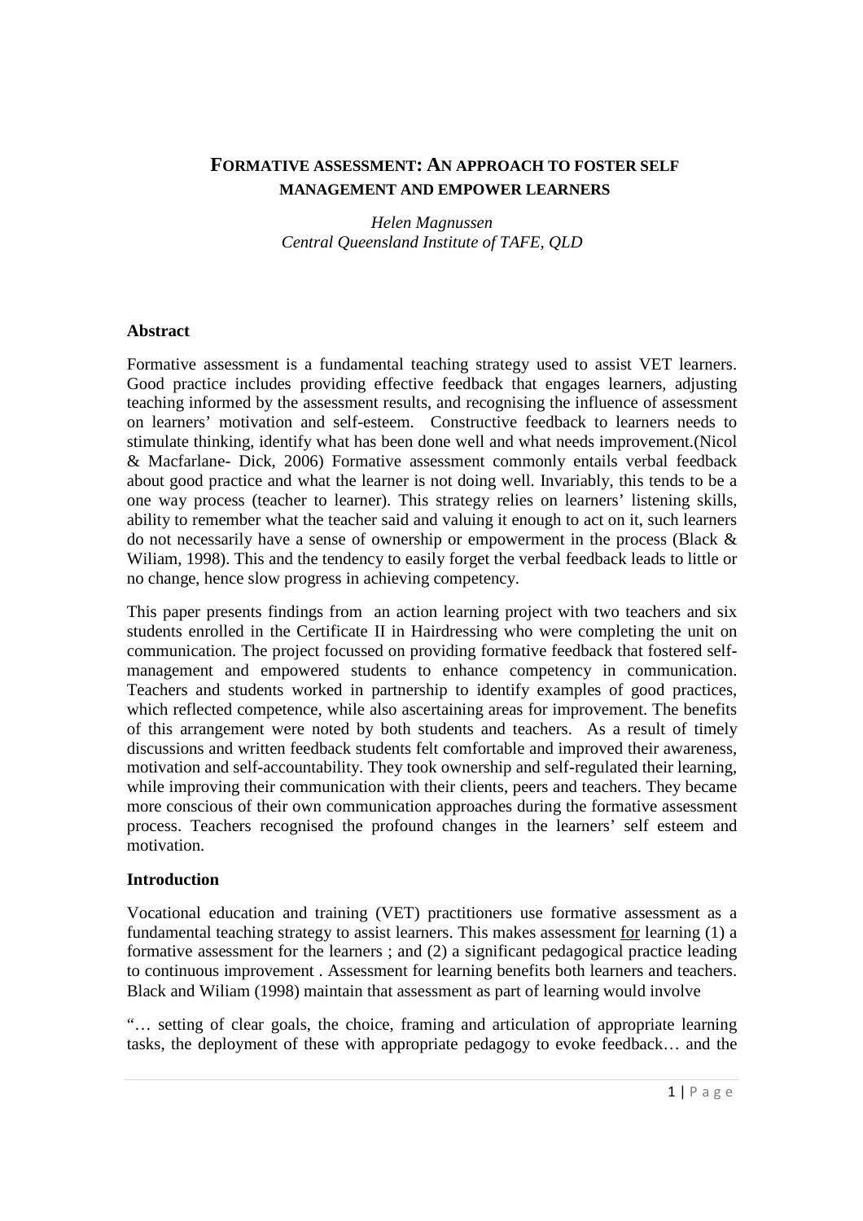# FORMATIVE ASSESSMENT: AN APPROACH TO FOSTER SELF MANAGEMENT AND EMPOWER LEARNERS

*Helen Magnussen*
*Central Queensland Institute of TAFE, QLD*

## Abstract

Formative assessment is a fundamental teaching strategy used to assist VET learners. Good practice includes providing effective feedback that engages learners, adjusting teaching informed by the assessment results, and recognising the influence of assessment on learners' motivation and self-esteem. Constructive feedback to learners needs to stimulate thinking, identify what has been done well and what needs improvement.(Nicol & Macfarlane- Dick, 2006) Formative assessment commonly entails verbal feedback about good practice and what the learner is not doing well. Invariably, this tends to be a one way process (teacher to learner). This strategy relies on learners' listening skills, ability to remember what the teacher said and valuing it enough to act on it, such learners do not necessarily have a sense of ownership or empowerment in the process (Black & Wiliam, 1998). This and the tendency to easily forget the verbal feedback leads to little or no change, hence slow progress in achieving competency.

This paper presents findings from an action learning project with two teachers and six students enrolled in the Certificate II in Hairdressing who were completing the unit on communication. The project focussed on providing formative feedback that fostered self-management and empowered students to enhance competency in communication. Teachers and students worked in partnership to identify examples of good practices, which reflected competence, while also ascertaining areas for improvement. The benefits of this arrangement were noted by both students and teachers. As a result of timely discussions and written feedback students felt comfortable and improved their awareness, motivation and self-accountability. They took ownership and self-regulated their learning, while improving their communication with their clients, peers and teachers. They became more conscious of their own communication approaches during the formative assessment process. Teachers recognised the profound changes in the learners' self esteem and motivation.

## Introduction

Vocational education and training (VET) practitioners use formative assessment as a fundamental teaching strategy to assist learners. This makes assessment for learning (1) a formative assessment for the learners ; and (2) a significant pedagogical practice leading to continuous improvement . Assessment for learning benefits both learners and teachers. Black and Wiliam (1998) maintain that assessment as part of learning would involve

"… setting of clear goals, the choice, framing and articulation of appropriate learning tasks, the deployment of these with appropriate pedagogy to evoke feedback… and the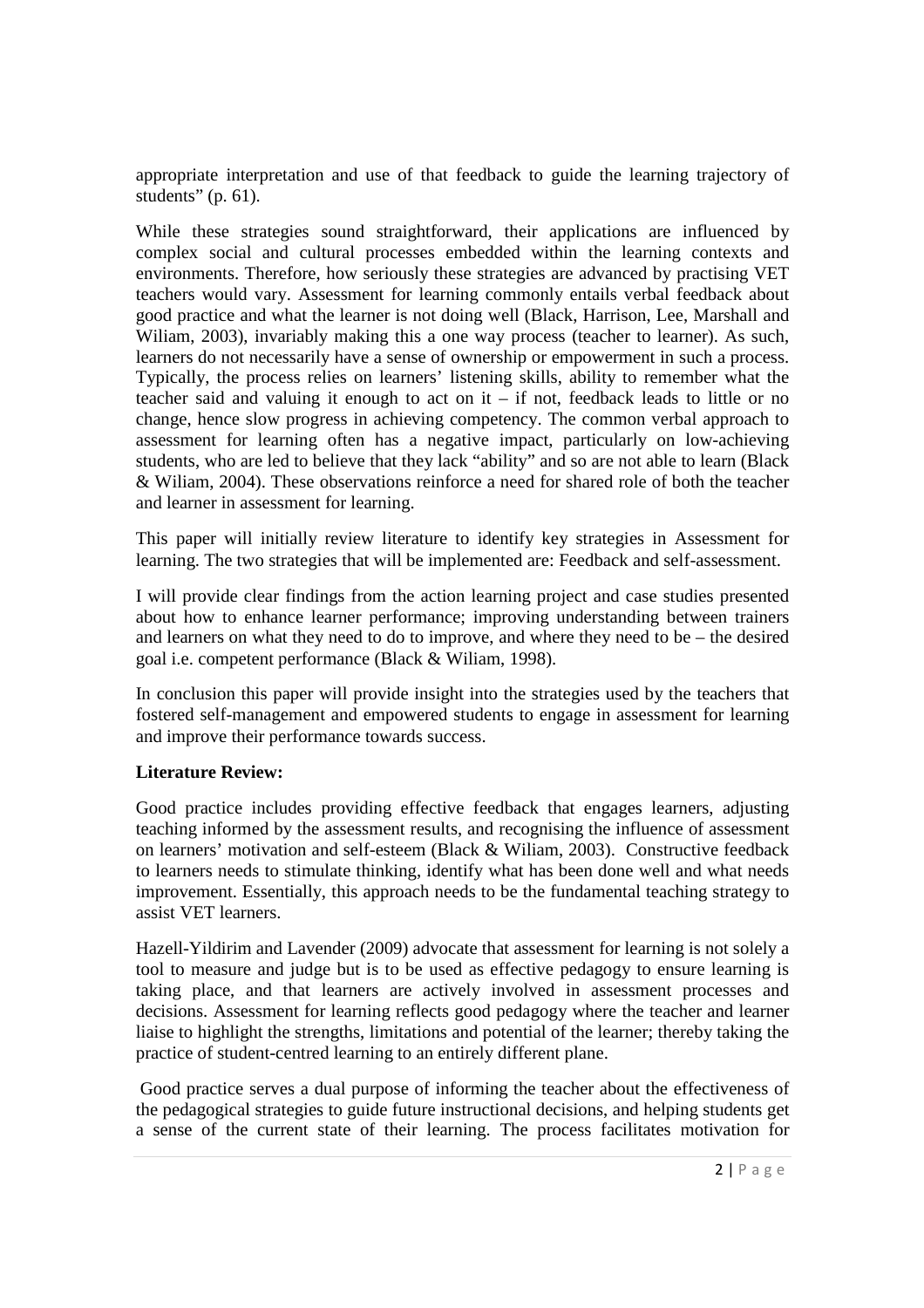appropriate interpretation and use of that feedback to guide the learning trajectory of students" (p. 61).

While these strategies sound straightforward, their applications are influenced by complex social and cultural processes embedded within the learning contexts and environments. Therefore, how seriously these strategies are advanced by practising VET teachers would vary. Assessment for learning commonly entails verbal feedback about good practice and what the learner is not doing well (Black, Harrison, Lee, Marshall and Wiliam, 2003), invariably making this a one way process (teacher to learner). As such, learners do not necessarily have a sense of ownership or empowerment in such a process. Typically, the process relies on learners' listening skills, ability to remember what the teacher said and valuing it enough to act on it – if not, feedback leads to little or no change, hence slow progress in achieving competency. The common verbal approach to assessment for learning often has a negative impact, particularly on low-achieving students, who are led to believe that they lack "ability" and so are not able to learn (Black & Wiliam, 2004). These observations reinforce a need for shared role of both the teacher and learner in assessment for learning.

This paper will initially review literature to identify key strategies in Assessment for learning. The two strategies that will be implemented are: Feedback and self-assessment.

I will provide clear findings from the action learning project and case studies presented about how to enhance learner performance; improving understanding between trainers and learners on what they need to do to improve, and where they need to be – the desired goal i.e. competent performance (Black & Wiliam, 1998).

In conclusion this paper will provide insight into the strategies used by the teachers that fostered self-management and empowered students to engage in assessment for learning and improve their performance towards success.

**Literature Review:**

Good practice includes providing effective feedback that engages learners, adjusting teaching informed by the assessment results, and recognising the influence of assessment on learners' motivation and self-esteem (Black & Wiliam, 2003). Constructive feedback to learners needs to stimulate thinking, identify what has been done well and what needs improvement. Essentially, this approach needs to be the fundamental teaching strategy to assist VET learners.

Hazell-Yildirim and Lavender (2009) advocate that assessment for learning is not solely a tool to measure and judge but is to be used as effective pedagogy to ensure learning is taking place, and that learners are actively involved in assessment processes and decisions. Assessment for learning reflects good pedagogy where the teacher and learner liaise to highlight the strengths, limitations and potential of the learner; thereby taking the practice of student-centred learning to an entirely different plane.

Good practice serves a dual purpose of informing the teacher about the effectiveness of the pedagogical strategies to guide future instructional decisions, and helping students get a sense of the current state of their learning. The process facilitates motivation for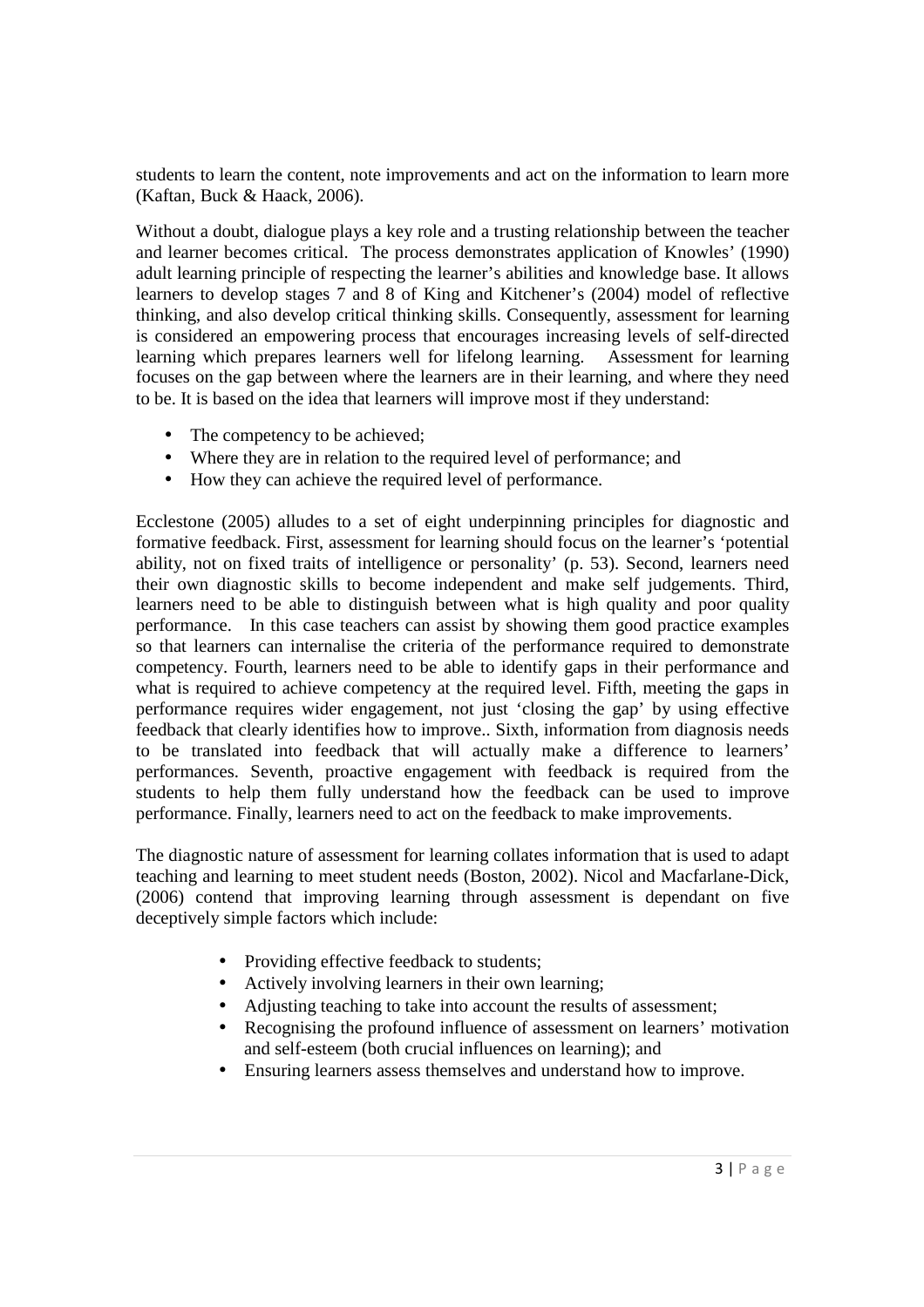students to learn the content, note improvements and act on the information to learn more (Kaftan, Buck & Haack, 2006).

Without a doubt, dialogue plays a key role and a trusting relationship between the teacher and learner becomes critical. The process demonstrates application of Knowles' (1990) adult learning principle of respecting the learner's abilities and knowledge base. It allows learners to develop stages 7 and 8 of King and Kitchener's (2004) model of reflective thinking, and also develop critical thinking skills. Consequently, assessment for learning is considered an empowering process that encourages increasing levels of self-directed learning which prepares learners well for lifelong learning. Assessment for learning focuses on the gap between where the learners are in their learning, and where they need to be. It is based on the idea that learners will improve most if they understand:

- The competency to be achieved;
- Where they are in relation to the required level of performance; and
- How they can achieve the required level of performance.

Ecclestone (2005) alludes to a set of eight underpinning principles for diagnostic and formative feedback. First, assessment for learning should focus on the learner's 'potential ability, not on fixed traits of intelligence or personality' (p. 53). Second, learners need their own diagnostic skills to become independent and make self judgements. Third, learners need to be able to distinguish between what is high quality and poor quality performance. In this case teachers can assist by showing them good practice examples so that learners can internalise the criteria of the performance required to demonstrate competency. Fourth, learners need to be able to identify gaps in their performance and what is required to achieve competency at the required level. Fifth, meeting the gaps in performance requires wider engagement, not just 'closing the gap' by using effective feedback that clearly identifies how to improve.. Sixth, information from diagnosis needs to be translated into feedback that will actually make a difference to learners' performances. Seventh, proactive engagement with feedback is required from the students to help them fully understand how the feedback can be used to improve performance. Finally, learners need to act on the feedback to make improvements.

The diagnostic nature of assessment for learning collates information that is used to adapt teaching and learning to meet student needs (Boston, 2002). Nicol and Macfarlane-Dick, (2006) contend that improving learning through assessment is dependant on five deceptively simple factors which include:

- Providing effective feedback to students;
- Actively involving learners in their own learning;
- Adjusting teaching to take into account the results of assessment;
- Recognising the profound influence of assessment on learners' motivation and self-esteem (both crucial influences on learning); and
- Ensuring learners assess themselves and understand how to improve.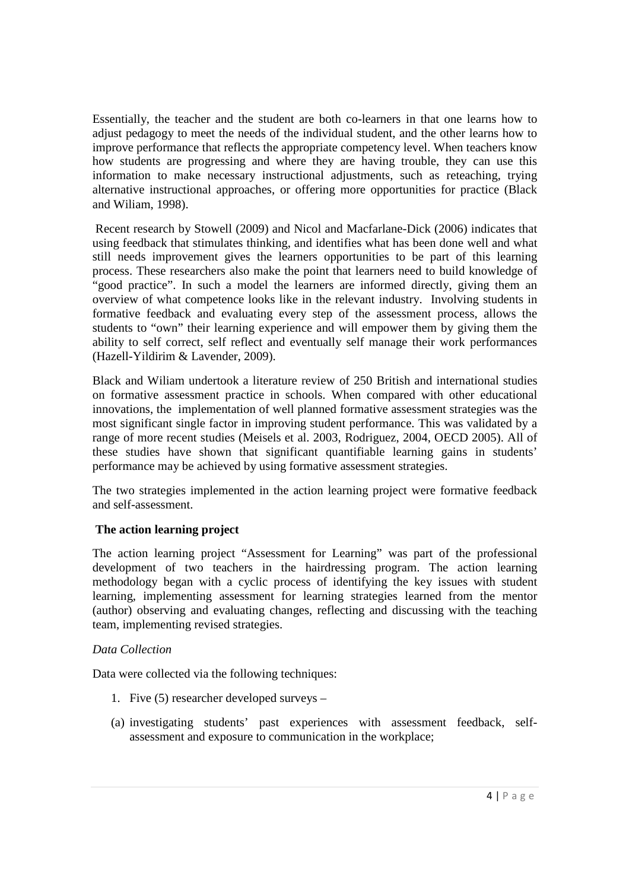Essentially, the teacher and the student are both co-learners in that one learns how to adjust pedagogy to meet the needs of the individual student, and the other learns how to improve performance that reflects the appropriate competency level. When teachers know how students are progressing and where they are having trouble, they can use this information to make necessary instructional adjustments, such as reteaching, trying alternative instructional approaches, or offering more opportunities for practice (Black and Wiliam, 1998).

Recent research by Stowell (2009) and Nicol and Macfarlane-Dick (2006) indicates that using feedback that stimulates thinking, and identifies what has been done well and what still needs improvement gives the learners opportunities to be part of this learning process. These researchers also make the point that learners need to build knowledge of "good practice". In such a model the learners are informed directly, giving them an overview of what competence looks like in the relevant industry. Involving students in formative feedback and evaluating every step of the assessment process, allows the students to "own" their learning experience and will empower them by giving them the ability to self correct, self reflect and eventually self manage their work performances (Hazell-Yildirim & Lavender, 2009).

Black and Wiliam undertook a literature review of 250 British and international studies on formative assessment practice in schools. When compared with other educational innovations, the implementation of well planned formative assessment strategies was the most significant single factor in improving student performance. This was validated by a range of more recent studies (Meisels et al. 2003, Rodriguez, 2004, OECD 2005). All of these studies have shown that significant quantifiable learning gains in students' performance may be achieved by using formative assessment strategies.

The two strategies implemented in the action learning project were formative feedback and self-assessment.

## The action learning project

The action learning project "Assessment for Learning" was part of the professional development of two teachers in the hairdressing program. The action learning methodology began with a cyclic process of identifying the key issues with student learning, implementing assessment for learning strategies learned from the mentor (author) observing and evaluating changes, reflecting and discussing with the teaching team, implementing revised strategies.

### *Data Collection*

Data were collected via the following techniques:

1. Five (5) researcher developed surveys –

(a) investigating students' past experiences with assessment feedback, self-assessment and exposure to communication in the workplace;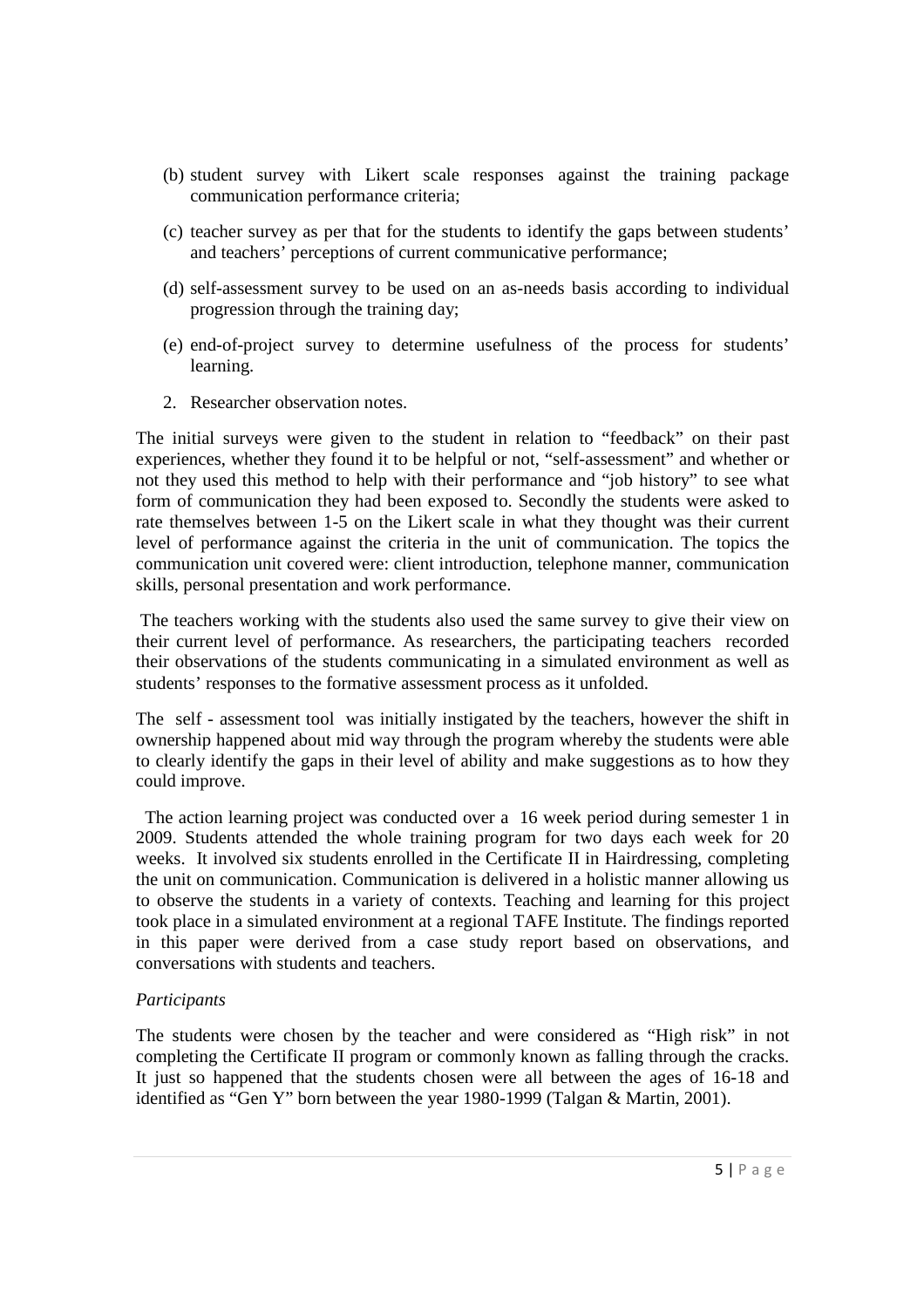(b) student survey with Likert scale responses against the training package communication performance criteria;

(c) teacher survey as per that for the students to identify the gaps between students' and teachers' perceptions of current communicative performance;

(d) self-assessment survey to be used on an as-needs basis according to individual progression through the training day;

(e) end-of-project survey to determine usefulness of the process for students' learning.

2. Researcher observation notes.

The initial surveys were given to the student in relation to "feedback" on their past experiences, whether they found it to be helpful or not, "self-assessment" and whether or not they used this method to help with their performance and "job history" to see what form of communication they had been exposed to. Secondly the students were asked to rate themselves between 1-5 on the Likert scale in what they thought was their current level of performance against the criteria in the unit of communication. The topics the communication unit covered were: client introduction, telephone manner, communication skills, personal presentation and work performance.

The teachers working with the students also used the same survey to give their view on their current level of performance. As researchers, the participating teachers recorded their observations of the students communicating in a simulated environment as well as students' responses to the formative assessment process as it unfolded.

The self - assessment tool was initially instigated by the teachers, however the shift in ownership happened about mid way through the program whereby the students were able to clearly identify the gaps in their level of ability and make suggestions as to how they could improve.

The action learning project was conducted over a 16 week period during semester 1 in 2009. Students attended the whole training program for two days each week for 20 weeks. It involved six students enrolled in the Certificate II in Hairdressing, completing the unit on communication. Communication is delivered in a holistic manner allowing us to observe the students in a variety of contexts. Teaching and learning for this project took place in a simulated environment at a regional TAFE Institute. The findings reported in this paper were derived from a case study report based on observations, and conversations with students and teachers.

*Participants*

The students were chosen by the teacher and were considered as "High risk" in not completing the Certificate II program or commonly known as falling through the cracks. It just so happened that the students chosen were all between the ages of 16-18 and identified as "Gen Y" born between the year 1980-1999 (Talgan & Martin, 2001).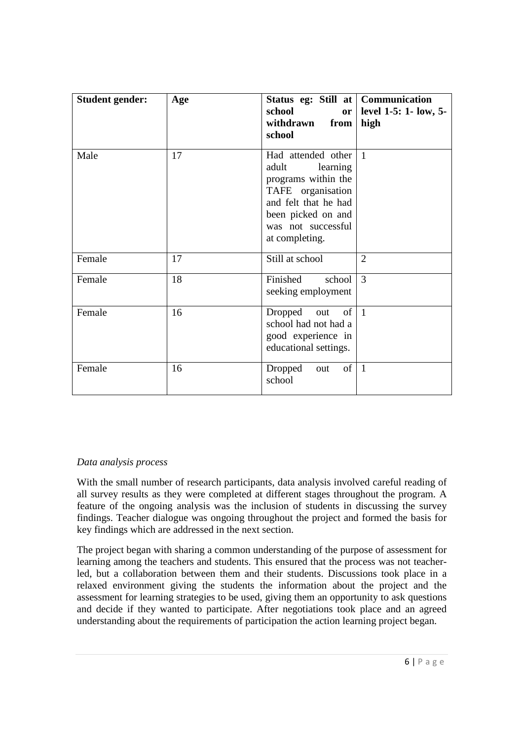| **Student gender:** | **Age** | **Status eg: Still at school or withdrawn from school** | **Communication level 1-5: 1- low, 5- high** |
|---|---|---|---|
| Male | 17 | Had attended other adult learning programs within the TAFE organisation and felt that he had been picked on and was not successful at completing. | 1 |
| Female | 17 | Still at school | 2 |
| Female | 18 | Finished school seeking employment | 3 |
| Female | 16 | Dropped out of school had not had a good experience in educational settings. | 1 |
| Female | 16 | Dropped out of school | 1 |

*Data analysis process*

With the small number of research participants, data analysis involved careful reading of all survey results as they were completed at different stages throughout the program. A feature of the ongoing analysis was the inclusion of students in discussing the survey findings. Teacher dialogue was ongoing throughout the project and formed the basis for key findings which are addressed in the next section.

The project began with sharing a common understanding of the purpose of assessment for learning among the teachers and students. This ensured that the process was not teacher-led, but a collaboration between them and their students. Discussions took place in a relaxed environment giving the students the information about the project and the assessment for learning strategies to be used, giving them an opportunity to ask questions and decide if they wanted to participate. After negotiations took place and an agreed understanding about the requirements of participation the action learning project began.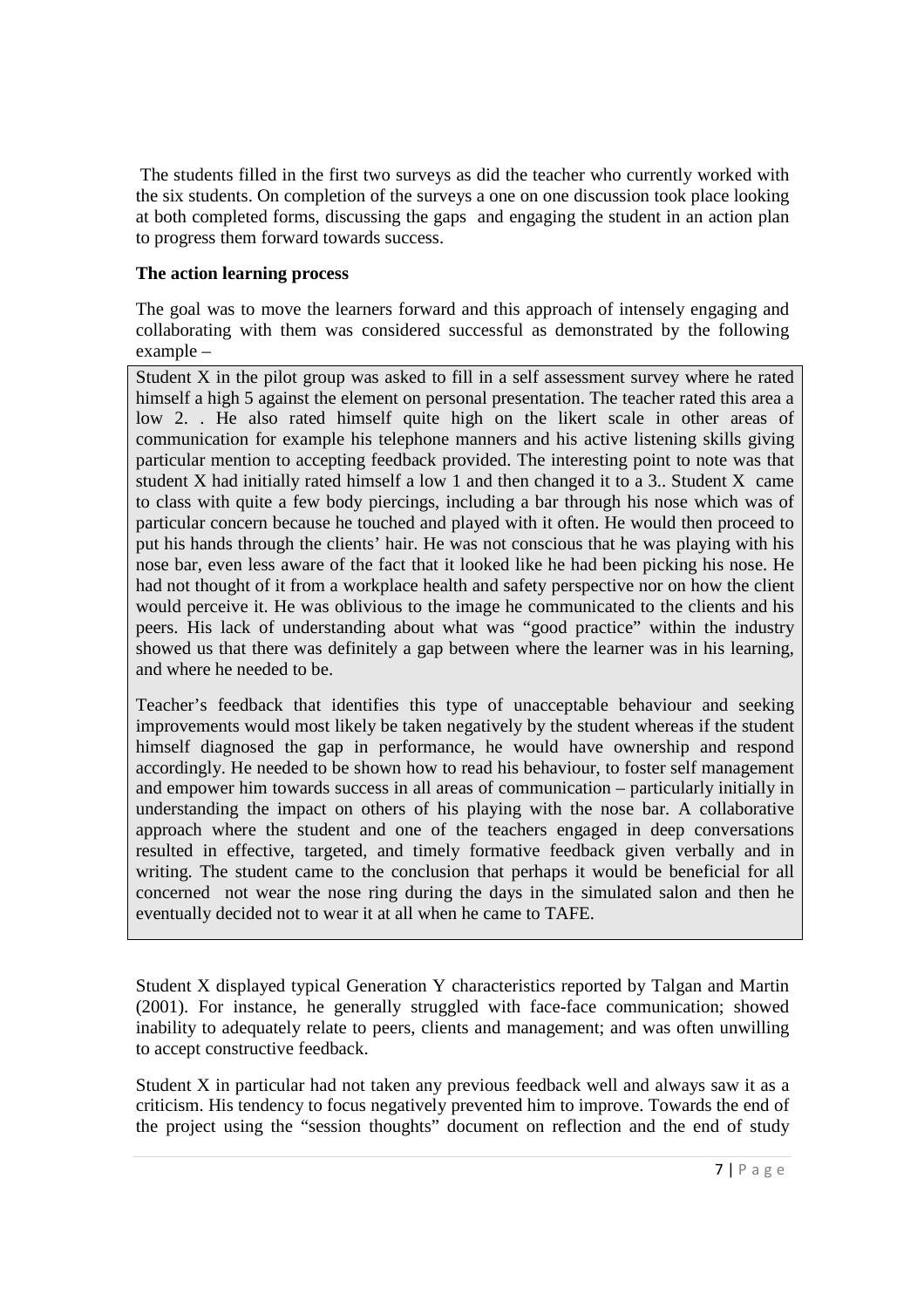The students filled in the first two surveys as did the teacher who currently worked with the six students. On completion of the surveys a one on one discussion took place looking at both completed forms, discussing the gaps and engaging the student in an action plan to progress them forward towards success.

**The action learning process**

The goal was to move the learners forward and this approach of intensely engaging and collaborating with them was considered successful as demonstrated by the following example –

> Student X in the pilot group was asked to fill in a self assessment survey where he rated himself a high 5 against the element on personal presentation. The teacher rated this area a low 2. . He also rated himself quite high on the likert scale in other areas of communication for example his telephone manners and his active listening skills giving particular mention to accepting feedback provided. The interesting point to note was that student X had initially rated himself a low 1 and then changed it to a 3.. Student X came to class with quite a few body piercings, including a bar through his nose which was of particular concern because he touched and played with it often. He would then proceed to put his hands through the clients' hair. He was not conscious that he was playing with his nose bar, even less aware of the fact that it looked like he had been picking his nose. He had not thought of it from a workplace health and safety perspective nor on how the client would perceive it. He was oblivious to the image he communicated to the clients and his peers. His lack of understanding about what was "good practice" within the industry showed us that there was definitely a gap between where the learner was in his learning, and where he needed to be.
>
> Teacher's feedback that identifies this type of unacceptable behaviour and seeking improvements would most likely be taken negatively by the student whereas if the student himself diagnosed the gap in performance, he would have ownership and respond accordingly. He needed to be shown how to read his behaviour, to foster self management and empower him towards success in all areas of communication – particularly initially in understanding the impact on others of his playing with the nose bar. A collaborative approach where the student and one of the teachers engaged in deep conversations resulted in effective, targeted, and timely formative feedback given verbally and in writing. The student came to the conclusion that perhaps it would be beneficial for all concerned not wear the nose ring during the days in the simulated salon and then he eventually decided not to wear it at all when he came to TAFE.

Student X displayed typical Generation Y characteristics reported by Talgan and Martin (2001). For instance, he generally struggled with face-face communication; showed inability to adequately relate to peers, clients and management; and was often unwilling to accept constructive feedback.

Student X in particular had not taken any previous feedback well and always saw it as a criticism. His tendency to focus negatively prevented him to improve. Towards the end of the project using the "session thoughts" document on reflection and the end of study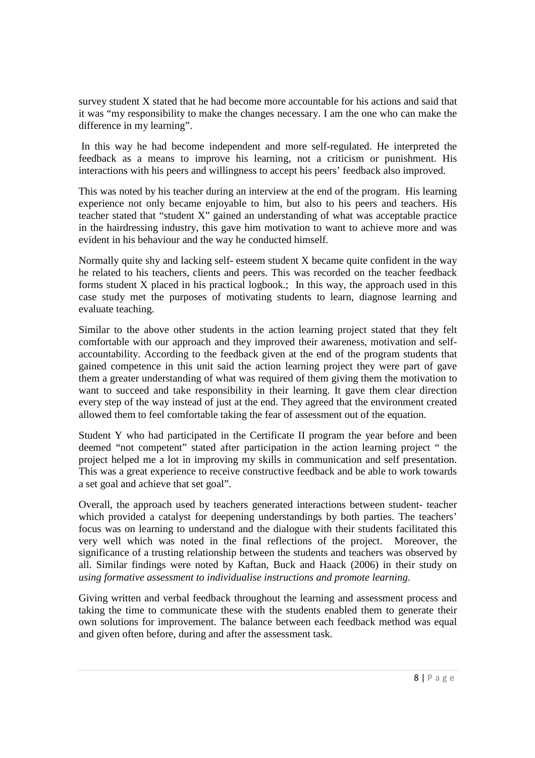survey student X stated that he had become more accountable for his actions and said that it was "my responsibility to make the changes necessary. I am the one who can make the difference in my learning".

In this way he had become independent and more self-regulated. He interpreted the feedback as a means to improve his learning, not a criticism or punishment. His interactions with his peers and willingness to accept his peers' feedback also improved.

This was noted by his teacher during an interview at the end of the program. His learning experience not only became enjoyable to him, but also to his peers and teachers. His teacher stated that "student X" gained an understanding of what was acceptable practice in the hairdressing industry, this gave him motivation to want to achieve more and was evident in his behaviour and the way he conducted himself.

Normally quite shy and lacking self- esteem student X became quite confident in the way he related to his teachers, clients and peers. This was recorded on the teacher feedback forms student X placed in his practical logbook.; In this way, the approach used in this case study met the purposes of motivating students to learn, diagnose learning and evaluate teaching.

Similar to the above other students in the action learning project stated that they felt comfortable with our approach and they improved their awareness, motivation and self-accountability. According to the feedback given at the end of the program students that gained competence in this unit said the action learning project they were part of gave them a greater understanding of what was required of them giving them the motivation to want to succeed and take responsibility in their learning. It gave them clear direction every step of the way instead of just at the end. They agreed that the environment created allowed them to feel comfortable taking the fear of assessment out of the equation.

Student Y who had participated in the Certificate II program the year before and been deemed "not competent" stated after participation in the action learning project " the project helped me a lot in improving my skills in communication and self presentation. This was a great experience to receive constructive feedback and be able to work towards a set goal and achieve that set goal".

Overall, the approach used by teachers generated interactions between student- teacher which provided a catalyst for deepening understandings by both parties. The teachers' focus was on learning to understand and the dialogue with their students facilitated this very well which was noted in the final reflections of the project. Moreover, the significance of a trusting relationship between the students and teachers was observed by all. Similar findings were noted by Kaftan, Buck and Haack (2006) in their study on *using formative assessment to individualise instructions and promote learning.*

Giving written and verbal feedback throughout the learning and assessment process and taking the time to communicate these with the students enabled them to generate their own solutions for improvement. The balance between each feedback method was equal and given often before, during and after the assessment task.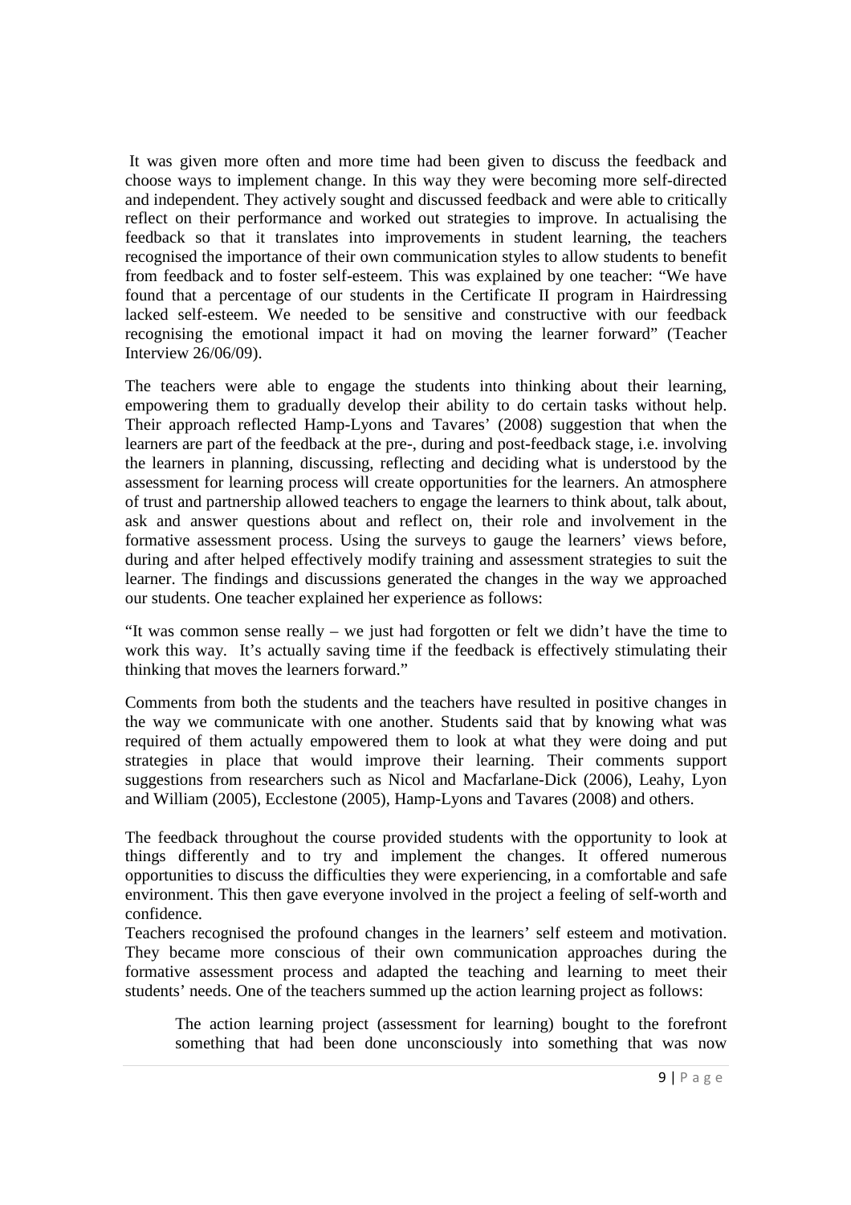It was given more often and more time had been given to discuss the feedback and choose ways to implement change. In this way they were becoming more self-directed and independent. They actively sought and discussed feedback and were able to critically reflect on their performance and worked out strategies to improve. In actualising the feedback so that it translates into improvements in student learning, the teachers recognised the importance of their own communication styles to allow students to benefit from feedback and to foster self-esteem. This was explained by one teacher: "We have found that a percentage of our students in the Certificate II program in Hairdressing lacked self-esteem. We needed to be sensitive and constructive with our feedback recognising the emotional impact it had on moving the learner forward" (Teacher Interview 26/06/09).

The teachers were able to engage the students into thinking about their learning, empowering them to gradually develop their ability to do certain tasks without help. Their approach reflected Hamp-Lyons and Tavares' (2008) suggestion that when the learners are part of the feedback at the pre-, during and post-feedback stage, i.e. involving the learners in planning, discussing, reflecting and deciding what is understood by the assessment for learning process will create opportunities for the learners. An atmosphere of trust and partnership allowed teachers to engage the learners to think about, talk about, ask and answer questions about and reflect on, their role and involvement in the formative assessment process. Using the surveys to gauge the learners' views before, during and after helped effectively modify training and assessment strategies to suit the learner. The findings and discussions generated the changes in the way we approached our students. One teacher explained her experience as follows:

"It was common sense really – we just had forgotten or felt we didn't have the time to work this way. It's actually saving time if the feedback is effectively stimulating their thinking that moves the learners forward."

Comments from both the students and the teachers have resulted in positive changes in the way we communicate with one another. Students said that by knowing what was required of them actually empowered them to look at what they were doing and put strategies in place that would improve their learning. Their comments support suggestions from researchers such as Nicol and Macfarlane-Dick (2006), Leahy, Lyon and William (2005), Ecclestone (2005), Hamp-Lyons and Tavares (2008) and others.

The feedback throughout the course provided students with the opportunity to look at things differently and to try and implement the changes. It offered numerous opportunities to discuss the difficulties they were experiencing, in a comfortable and safe environment. This then gave everyone involved in the project a feeling of self-worth and confidence.

Teachers recognised the profound changes in the learners' self esteem and motivation. They became more conscious of their own communication approaches during the formative assessment process and adapted the teaching and learning to meet their students' needs. One of the teachers summed up the action learning project as follows:

> The action learning project (assessment for learning) bought to the forefront something that had been done unconsciously into something that was now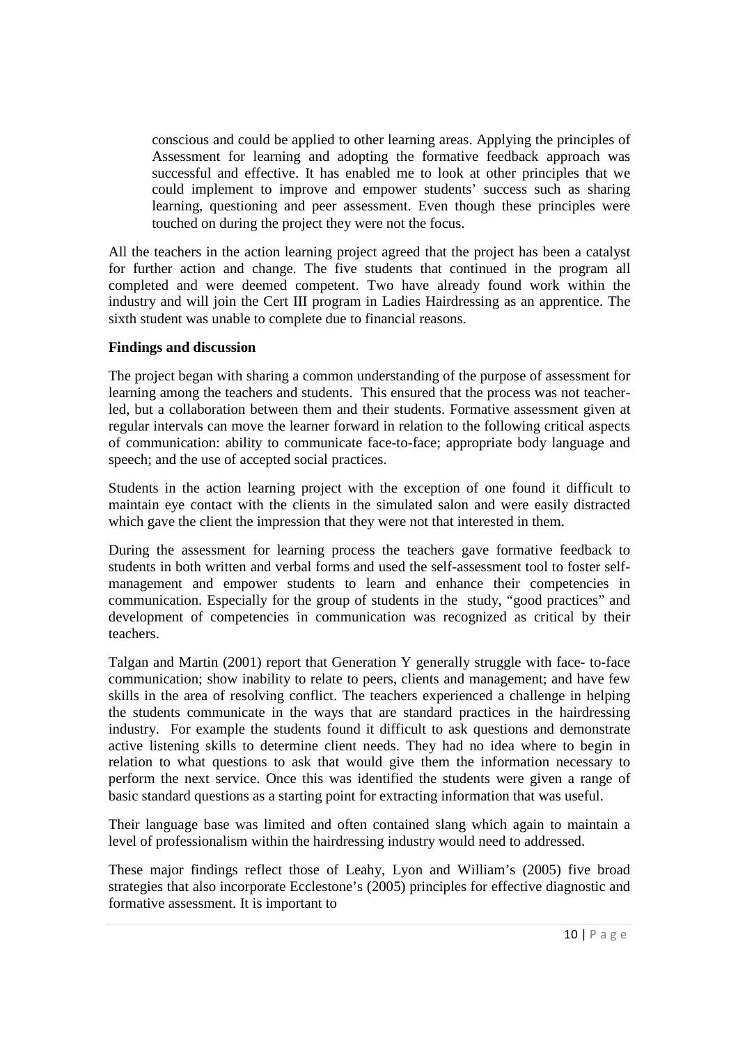> conscious and could be applied to other learning areas. Applying the principles of Assessment for learning and adopting the formative feedback approach was successful and effective. It has enabled me to look at other principles that we could implement to improve and empower students' success such as sharing learning, questioning and peer assessment. Even though these principles were touched on during the project they were not the focus.

All the teachers in the action learning project agreed that the project has been a catalyst for further action and change. The five students that continued in the program all completed and were deemed competent. Two have already found work within the industry and will join the Cert III program in Ladies Hairdressing as an apprentice. The sixth student was unable to complete due to financial reasons.

**Findings and discussion**

The project began with sharing a common understanding of the purpose of assessment for learning among the teachers and students. This ensured that the process was not teacher-led, but a collaboration between them and their students. Formative assessment given at regular intervals can move the learner forward in relation to the following critical aspects of communication: ability to communicate face-to-face; appropriate body language and speech; and the use of accepted social practices.

Students in the action learning project with the exception of one found it difficult to maintain eye contact with the clients in the simulated salon and were easily distracted which gave the client the impression that they were not that interested in them.

During the assessment for learning process the teachers gave formative feedback to students in both written and verbal forms and used the self-assessment tool to foster self-management and empower students to learn and enhance their competencies in communication. Especially for the group of students in the study, "good practices" and development of competencies in communication was recognized as critical by their teachers.

Talgan and Martin (2001) report that Generation Y generally struggle with face- to-face communication; show inability to relate to peers, clients and management; and have few skills in the area of resolving conflict. The teachers experienced a challenge in helping the students communicate in the ways that are standard practices in the hairdressing industry. For example the students found it difficult to ask questions and demonstrate active listening skills to determine client needs. They had no idea where to begin in relation to what questions to ask that would give them the information necessary to perform the next service. Once this was identified the students were given a range of basic standard questions as a starting point for extracting information that was useful.

Their language base was limited and often contained slang which again to maintain a level of professionalism within the hairdressing industry would need to addressed.

These major findings reflect those of Leahy, Lyon and William's (2005) five broad strategies that also incorporate Ecclestone's (2005) principles for effective diagnostic and formative assessment. It is important to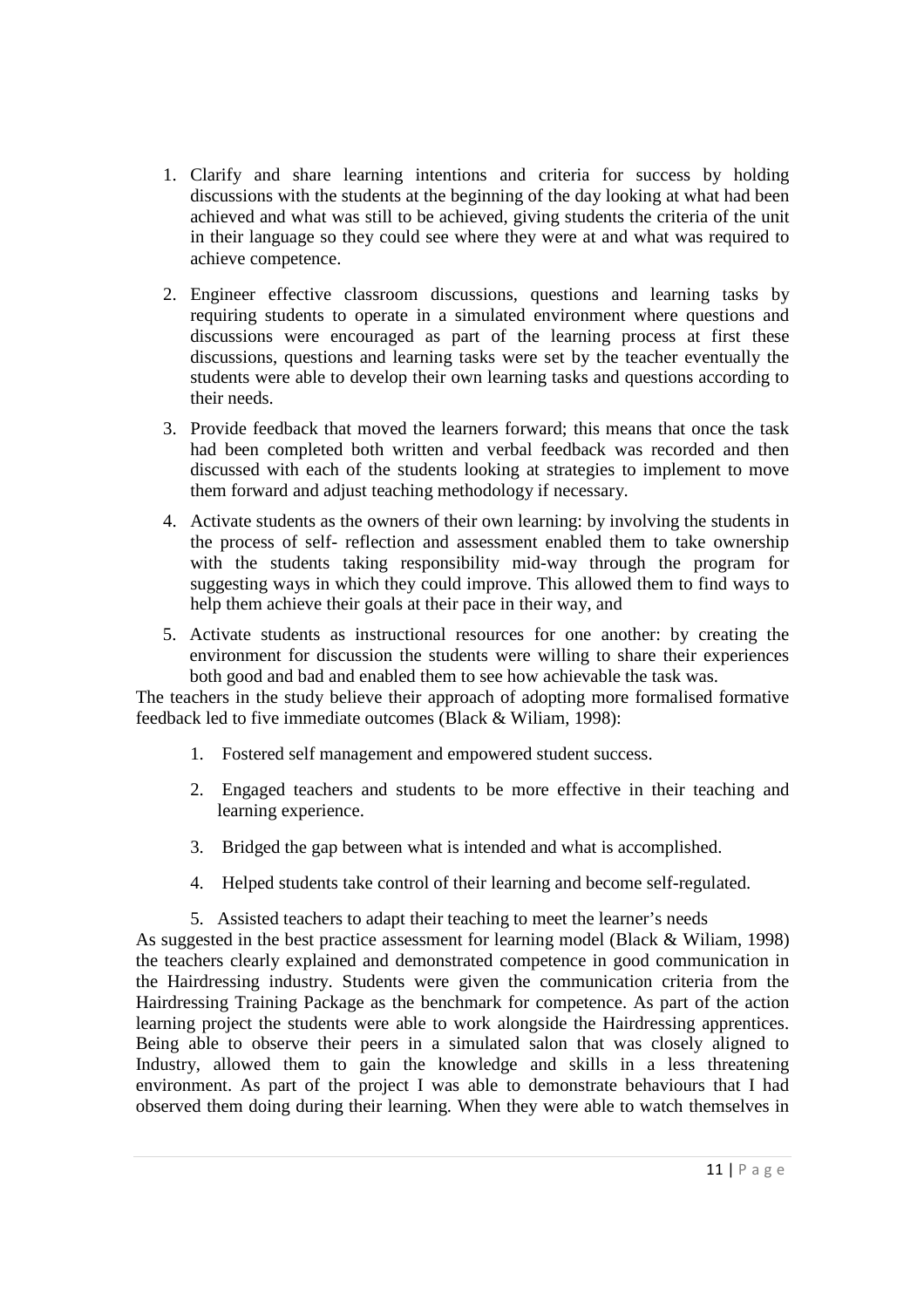1. Clarify and share learning intentions and criteria for success by holding discussions with the students at the beginning of the day looking at what had been achieved and what was still to be achieved, giving students the criteria of the unit in their language so they could see where they were at and what was required to achieve competence.

2. Engineer effective classroom discussions, questions and learning tasks by requiring students to operate in a simulated environment where questions and discussions were encouraged as part of the learning process at first these discussions, questions and learning tasks were set by the teacher eventually the students were able to develop their own learning tasks and questions according to their needs.

3. Provide feedback that moved the learners forward; this means that once the task had been completed both written and verbal feedback was recorded and then discussed with each of the students looking at strategies to implement to move them forward and adjust teaching methodology if necessary.

4. Activate students as the owners of their own learning: by involving the students in the process of self- reflection and assessment enabled them to take ownership with the students taking responsibility mid-way through the program for suggesting ways in which they could improve. This allowed them to find ways to help them achieve their goals at their pace in their way, and

5. Activate students as instructional resources for one another: by creating the environment for discussion the students were willing to share their experiences both good and bad and enabled them to see how achievable the task was.

The teachers in the study believe their approach of adopting more formalised formative feedback led to five immediate outcomes (Black & Wiliam, 1998):

1. Fostered self management and empowered student success.

2. Engaged teachers and students to be more effective in their teaching and learning experience.

3. Bridged the gap between what is intended and what is accomplished.

4. Helped students take control of their learning and become self-regulated.

5. Assisted teachers to adapt their teaching to meet the learner's needs

As suggested in the best practice assessment for learning model (Black & Wiliam, 1998) the teachers clearly explained and demonstrated competence in good communication in the Hairdressing industry. Students were given the communication criteria from the Hairdressing Training Package as the benchmark for competence. As part of the action learning project the students were able to work alongside the Hairdressing apprentices. Being able to observe their peers in a simulated salon that was closely aligned to Industry, allowed them to gain the knowledge and skills in a less threatening environment. As part of the project I was able to demonstrate behaviours that I had observed them doing during their learning. When they were able to watch themselves in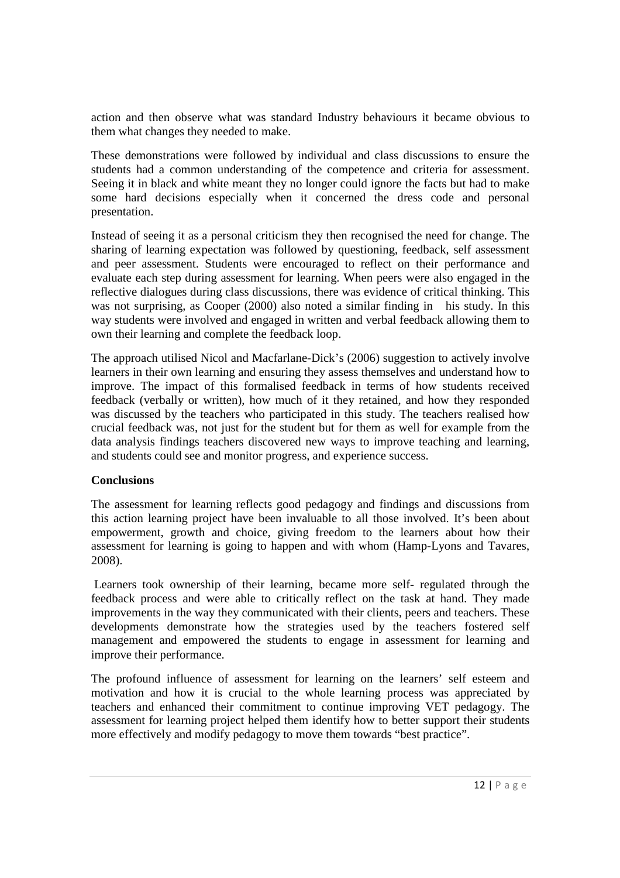action and then observe what was standard Industry behaviours it became obvious to them what changes they needed to make.

These demonstrations were followed by individual and class discussions to ensure the students had a common understanding of the competence and criteria for assessment. Seeing it in black and white meant they no longer could ignore the facts but had to make some hard decisions especially when it concerned the dress code and personal presentation.

Instead of seeing it as a personal criticism they then recognised the need for change. The sharing of learning expectation was followed by questioning, feedback, self assessment and peer assessment. Students were encouraged to reflect on their performance and evaluate each step during assessment for learning. When peers were also engaged in the reflective dialogues during class discussions, there was evidence of critical thinking. This was not surprising, as Cooper (2000) also noted a similar finding in his study. In this way students were involved and engaged in written and verbal feedback allowing them to own their learning and complete the feedback loop.

The approach utilised Nicol and Macfarlane-Dick's (2006) suggestion to actively involve learners in their own learning and ensuring they assess themselves and understand how to improve. The impact of this formalised feedback in terms of how students received feedback (verbally or written), how much of it they retained, and how they responded was discussed by the teachers who participated in this study. The teachers realised how crucial feedback was, not just for the student but for them as well for example from the data analysis findings teachers discovered new ways to improve teaching and learning, and students could see and monitor progress, and experience success.

**Conclusions**

The assessment for learning reflects good pedagogy and findings and discussions from this action learning project have been invaluable to all those involved. It's been about empowerment, growth and choice, giving freedom to the learners about how their assessment for learning is going to happen and with whom (Hamp-Lyons and Tavares, 2008).

Learners took ownership of their learning, became more self- regulated through the feedback process and were able to critically reflect on the task at hand. They made improvements in the way they communicated with their clients, peers and teachers. These developments demonstrate how the strategies used by the teachers fostered self management and empowered the students to engage in assessment for learning and improve their performance.

The profound influence of assessment for learning on the learners' self esteem and motivation and how it is crucial to the whole learning process was appreciated by teachers and enhanced their commitment to continue improving VET pedagogy. The assessment for learning project helped them identify how to better support their students more effectively and modify pedagogy to move them towards "best practice".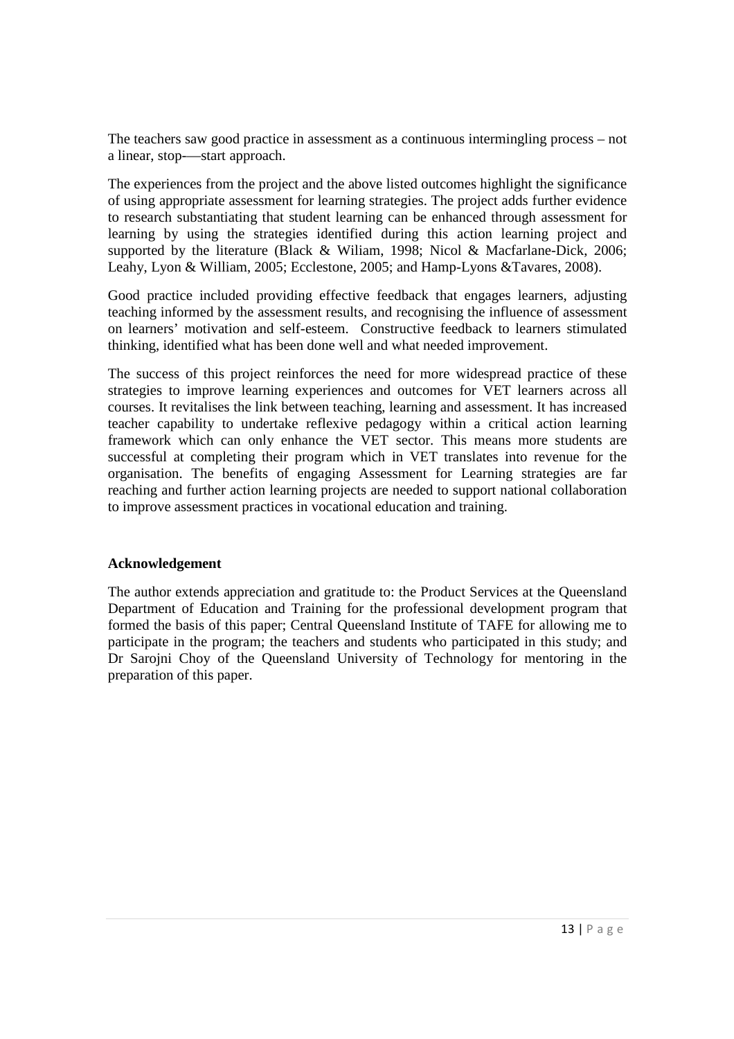The teachers saw good practice in assessment as a continuous intermingling process – not a linear, stop-—start approach.

The experiences from the project and the above listed outcomes highlight the significance of using appropriate assessment for learning strategies. The project adds further evidence to research substantiating that student learning can be enhanced through assessment for learning by using the strategies identified during this action learning project and supported by the literature (Black & Wiliam, 1998; Nicol & Macfarlane-Dick, 2006; Leahy, Lyon & William, 2005; Ecclestone, 2005; and Hamp-Lyons &Tavares, 2008).

Good practice included providing effective feedback that engages learners, adjusting teaching informed by the assessment results, and recognising the influence of assessment on learners' motivation and self-esteem. Constructive feedback to learners stimulated thinking, identified what has been done well and what needed improvement.

The success of this project reinforces the need for more widespread practice of these strategies to improve learning experiences and outcomes for VET learners across all courses. It revitalises the link between teaching, learning and assessment. It has increased teacher capability to undertake reflexive pedagogy within a critical action learning framework which can only enhance the VET sector. This means more students are successful at completing their program which in VET translates into revenue for the organisation. The benefits of engaging Assessment for Learning strategies are far reaching and further action learning projects are needed to support national collaboration to improve assessment practices in vocational education and training.

**Acknowledgement**

The author extends appreciation and gratitude to: the Product Services at the Queensland Department of Education and Training for the professional development program that formed the basis of this paper; Central Queensland Institute of TAFE for allowing me to participate in the program; the teachers and students who participated in this study; and Dr Sarojni Choy of the Queensland University of Technology for mentoring in the preparation of this paper.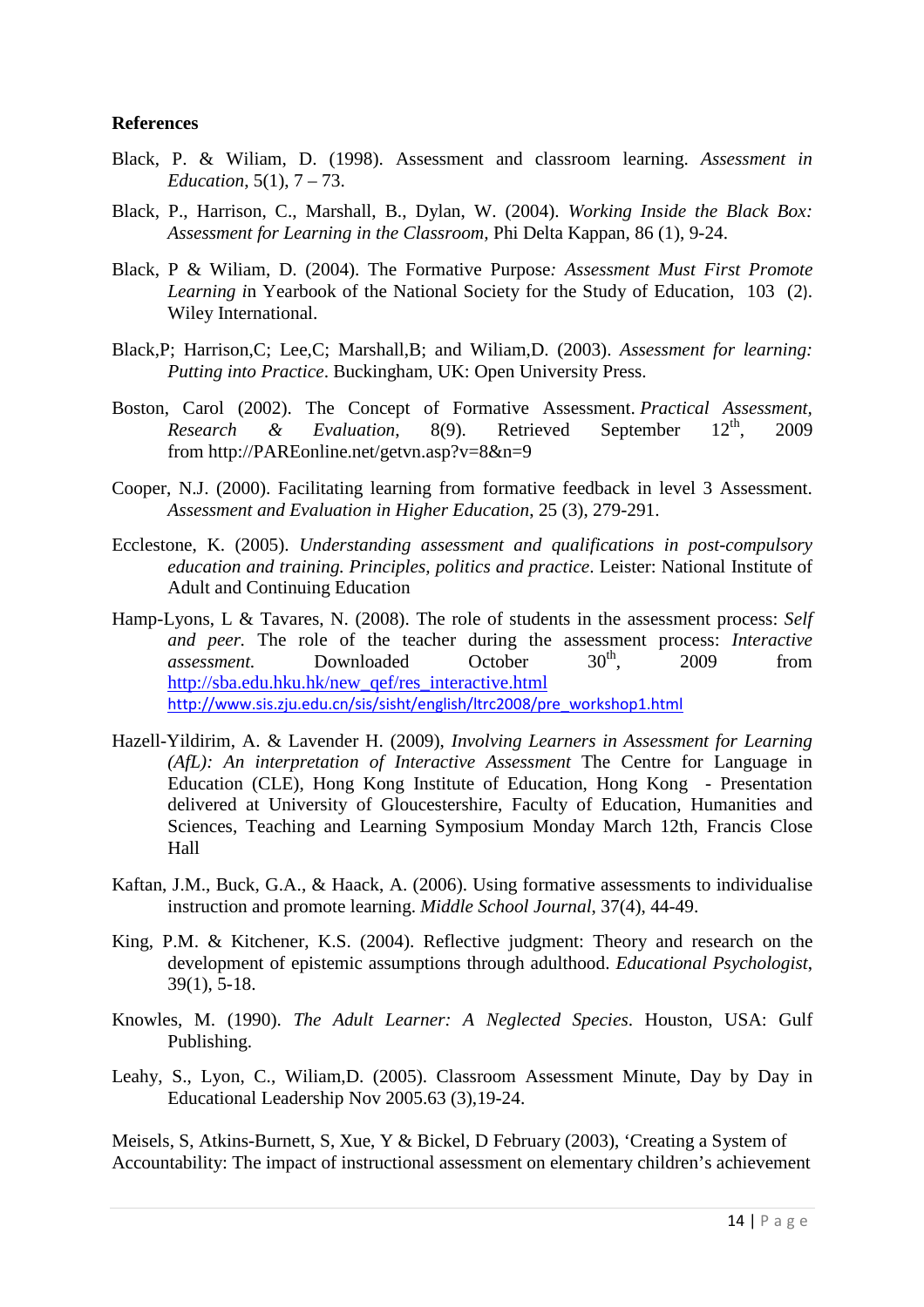**References**

Black, P. & Wiliam, D. (1998). Assessment and classroom learning. *Assessment in Education*, 5(1), 7 – 73.

Black, P., Harrison, C., Marshall, B., Dylan, W. (2004). *Working Inside the Black Box: Assessment for Learning in the Classroom*, Phi Delta Kappan, 86 (1), 9-24.

Black, P & Wiliam, D. (2004). The Formative Purpose*: Assessment Must First Promote Learning i*n Yearbook of the National Society for the Study of Education, 103 (2). Wiley International.

Black,P; Harrison,C; Lee,C; Marshall,B; and Wiliam,D. (2003). *Assessment for learning: Putting into Practice*. Buckingham, UK: Open University Press.

Boston, Carol (2002). The Concept of Formative Assessment. *Practical Assessment, Research & Evaluation*, 8(9). Retrieved September 12th, 2009 from http://PAREonline.net/getvn.asp?v=8&n=9

Cooper, N.J. (2000). Facilitating learning from formative feedback in level 3 Assessment. *Assessment and Evaluation in Higher Education*, 25 (3), 279-291.

Ecclestone, K. (2005). *Understanding assessment and qualifications in post-compulsory education and training. Principles, politics and practice*. Leister: National Institute of Adult and Continuing Education

Hamp-Lyons, L & Tavares, N. (2008). The role of students in the assessment process: *Self and peer*. The role of the teacher during the assessment process: *Interactive assessment*. Downloaded October 30th, 2009 from http://sba.edu.hku.hk/new_qef/res_interactive.html http://www.sis.zju.edu.cn/sis/sisht/english/ltrc2008/pre_workshop1.html

Hazell-Yildirim, A. & Lavender H. (2009), *Involving Learners in Assessment for Learning (AfL): An interpretation of Interactive Assessment* The Centre for Language in Education (CLE), Hong Institute of Education, Hong Kong - Presentation delivered at University of Gloucestershire, Faculty of Education, Humanities and Sciences, Teaching and Learning Symposium Monday March 12th, Francis Close Hall

Kaftan, J.M., Buck, G.A., & Haack, A. (2006). Using formative assessments to individualise instruction and promote learning. *Middle School Journal*, 37(4), 44-49.

King, P.M. & Kitchener, K.S. (2004). Reflective judgment: Theory and research on the development of epistemic assumptions through adulthood. *Educational Psychologist*, 39(1), 5-18.

Knowles, M. (1990). *The Adult Learner: A Neglected Species*. Houston, USA: Gulf Publishing.

Leahy, S., Lyon, C., Wiliam,D. (2005). Classroom Assessment Minute, Day by Day in Educational Leadership Nov 2005.63 (3),19-24.

Meisels, S, Atkins-Burnett, S, Xue, Y & Bickel, D February (2003), 'Creating a System of Accountability: The impact of instructional assessment on elementary children's achievement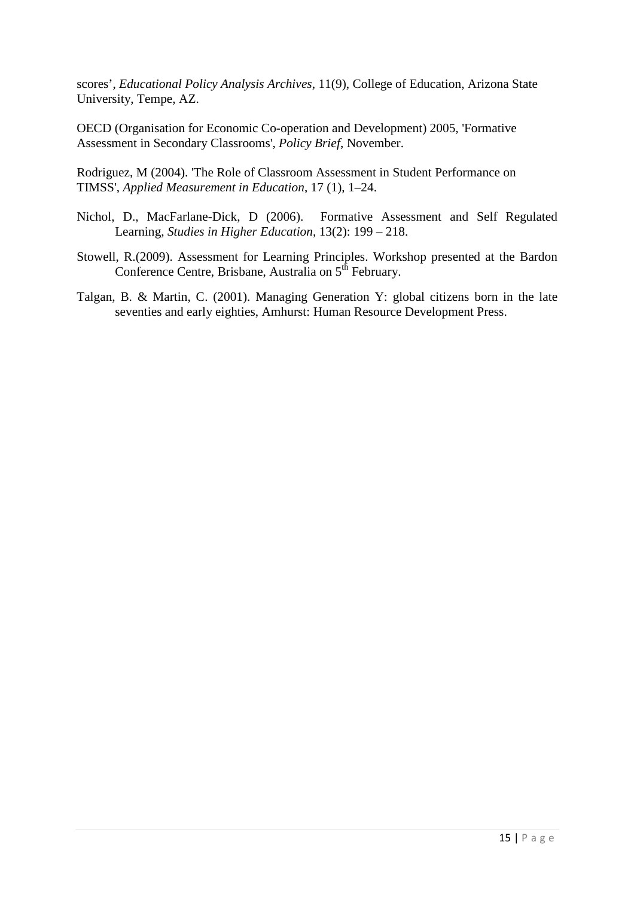scores', *Educational Policy Analysis Archives*, 11(9), College of Education, Arizona State University, Tempe, AZ.

OECD (Organisation for Economic Co-operation and Development) 2005, 'Formative Assessment in Secondary Classrooms', *Policy Brief*, November.

Rodriguez, M (2004). 'The Role of Classroom Assessment in Student Performance on TIMSS', *Applied Measurement in Education*, 17 (1), 1–24.

Nichol, D., MacFarlane-Dick, D (2006). Formative Assessment and Self Regulated Learning, *Studies in Higher Education*, 13(2): 199 – 218.

Stowell, R.(2009). Assessment for Learning Principles. Workshop presented at the Bardon Conference Centre, Brisbane, Australia on 5th February.

Talgan, B. & Martin, C. (2001). Managing Generation Y: global citizens born in the late seventies and early eighties, Amhurst: Human Resource Development Press.